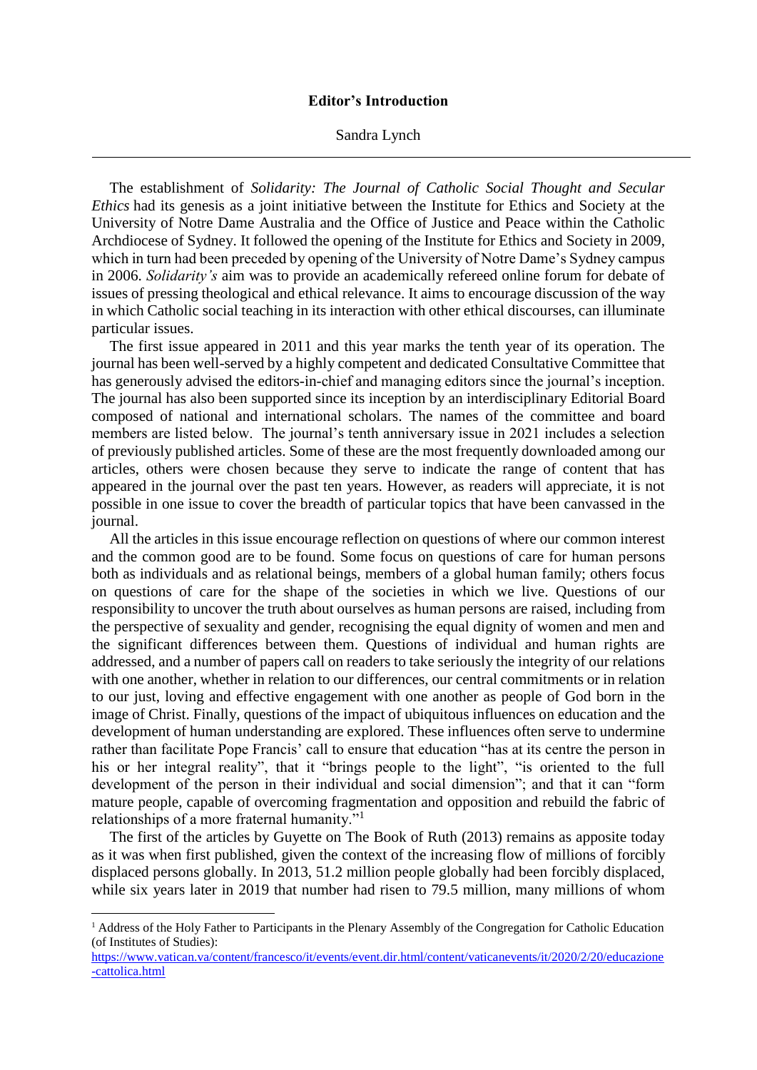# Editor's Introduction

Sandra Lynch

---

The establishment of *Solidarity: The Journal of Catholic Social Thought and Secular Ethics* had its genesis as a joint initiative between the Institute for Ethics and Society at the University of Notre Dame Australia and the Office of Justice and Peace within the Catholic Archdiocese of Sydney. It followed the opening of the Institute for Ethics and Society in 2009, which in turn had been preceded by opening of the University of Notre Dame's Sydney campus in 2006. *Solidarity's* aim was to provide an academically refereed online forum for debate of issues of pressing theological and ethical relevance. It aims to encourage discussion of the way in which Catholic social teaching in its interaction with other ethical discourses, can illuminate particular issues.

The first issue appeared in 2011 and this year marks the tenth year of its operation. The journal has been well-served by a highly competent and dedicated Consultative Committee that has generously advised the editors-in-chief and managing editors since the journal's inception. The journal has also been supported since its inception by an interdisciplinary Editorial Board composed of national and international scholars. The names of the committee and board members are listed below. The journal's tenth anniversary issue in 2021 includes a selection of previously published articles. Some of these are the most frequently downloaded among our articles, others were chosen because they serve to indicate the range of content that has appeared in the journal over the past ten years. However, as readers will appreciate, it is not possible in one issue to cover the breadth of particular topics that have been canvassed in the journal.

All the articles in this issue encourage reflection on questions of where our common interest and the common good are to be found. Some focus on questions of care for human persons both as individuals and as relational beings, members of a global human family; others focus on questions of care for the shape of the societies in which we live. Questions of our responsibility to uncover the truth about ourselves as human persons are raised, including from the perspective of sexuality and gender, recognising the equal dignity of women and men and the significant differences between them. Questions of individual and human rights are addressed, and a number of papers call on readers to take seriously the integrity of our relations with one another, whether in relation to our differences, our central commitments or in relation to our just, loving and effective engagement with one another as people of God born in the image of Christ. Finally, questions of the impact of ubiquitous influences on education and the development of human understanding are explored. These influences often serve to undermine rather than facilitate Pope Francis' call to ensure that education "has at its centre the person in his or her integral reality", that it "brings people to the light", "is oriented to the full development of the person in their individual and social dimension"; and that it can "form mature people, capable of overcoming fragmentation and opposition and rebuild the fabric of relationships of a more fraternal humanity."[1]

The first of the articles by Guyette on The Book of Ruth (2013) remains as apposite today as it was when first published, given the context of the increasing flow of millions of forcibly displaced persons globally. In 2013, 51.2 million people globally had been forcibly displaced, while six years later in 2019 that number had risen to 79.5 million, many millions of whom

---

[1] Address of the Holy Father to Participants in the Plenary Assembly of the Congregation for Catholic Education (of Institutes of Studies): https://www.vatican.va/content/francesco/it/events/event.dir.html/content/vaticanevents/it/2020/2/20/educazione-cattolica.html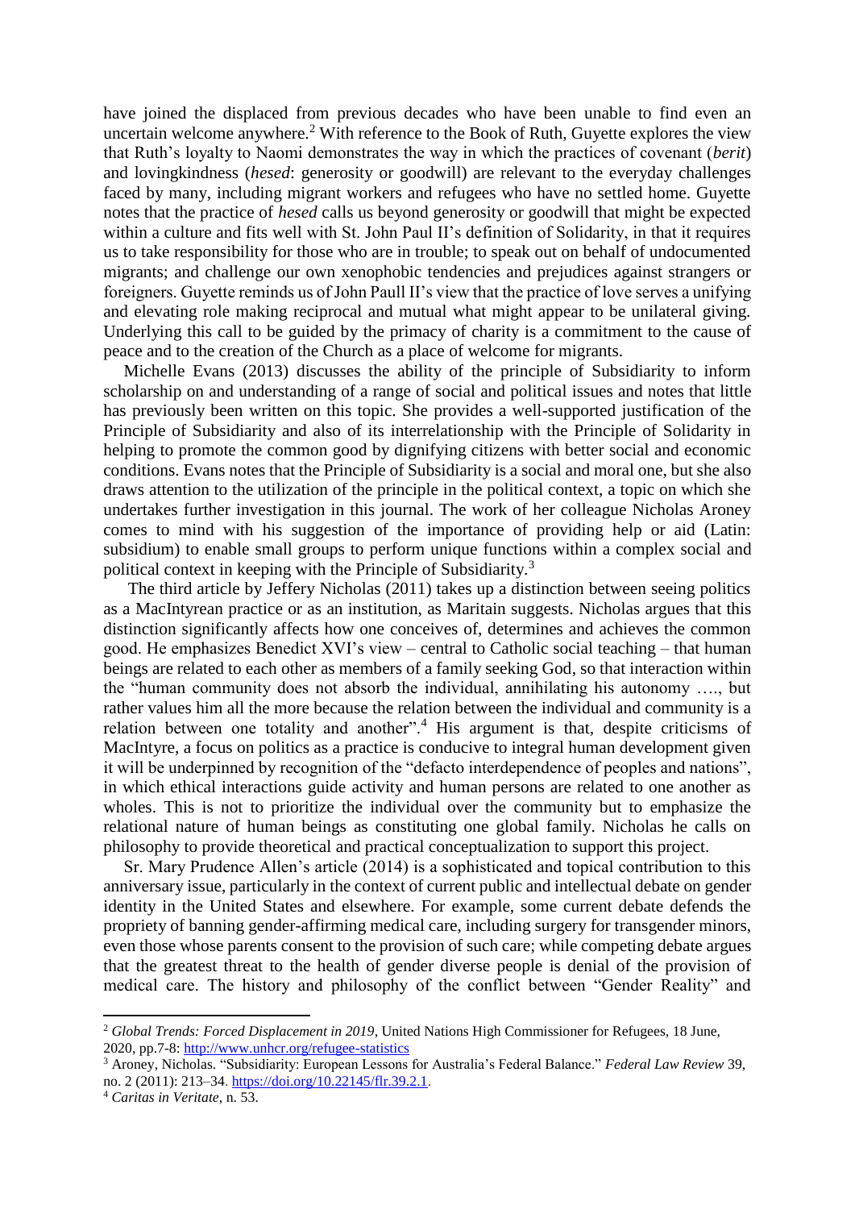have joined the displaced from previous decades who have been unable to find even an uncertain welcome anywhere.[2] With reference to the Book of Ruth, Guyette explores the view that Ruth's loyalty to Naomi demonstrates the way in which the practices of covenant (*berit*) and lovingkindness (*hesed*: generosity or goodwill) are relevant to the everyday challenges faced by many, including migrant workers and refugees who have no settled home. Guyette notes that the practice of *hesed* calls us beyond generosity or goodwill that might be expected within a culture and fits well with St. John Paul II's definition of Solidarity, in that it requires us to take responsibility for those who are in trouble; to speak out on behalf of undocumented migrants; and challenge our own xenophobic tendencies and prejudices against strangers or foreigners. Guyette reminds us of John Paull II's view that the practice of love serves a unifying and elevating role making reciprocal and mutual what might appear to be unilateral giving. Underlying this call to be guided by the primacy of charity is a commitment to the cause of peace and to the creation of the Church as a place of welcome for migrants.

Michelle Evans (2013) discusses the ability of the principle of Subsidiarity to inform scholarship on and understanding of a range of social and political issues and notes that little has previously been written on this topic. She provides a well-supported justification of the Principle of Subsidiarity and also of its interrelationship with the Principle of Solidarity in helping to promote the common good by dignifying citizens with better social and economic conditions. Evans notes that the Principle of Subsidiarity is a social and moral one, but she also draws attention to the utilization of the principle in the political context, a topic on which she undertakes further investigation in this journal. The work of her colleague Nicholas Aroney comes to mind with his suggestion of the importance of providing help or aid (Latin: subsidium) to enable small groups to perform unique functions within a complex social and political context in keeping with the Principle of Subsidiarity.[3]

The third article by Jeffery Nicholas (2011) takes up a distinction between seeing politics as a MacIntyrean practice or as an institution, as Maritain suggests. Nicholas argues that this distinction significantly affects how one conceives of, determines and achieves the common good. He emphasizes Benedict XVI's view – central to Catholic social teaching – that human beings are related to each other as members of a family seeking God, so that interaction within the "human community does not absorb the individual, annihilating his autonomy …., but rather values him all the more because the relation between the individual and community is a relation between one totality and another".[4] His argument is that, despite criticisms of MacIntyre, a focus on politics as a practice is conducive to integral human development given it will be underpinned by recognition of the "defacto interdependence of peoples and nations", in which ethical interactions guide activity and human persons are related to one another as wholes. This is not to prioritize the individual over the community but to emphasize the relational nature of human beings as constituting one global family. Nicholas he calls on philosophy to provide theoretical and practical conceptualization to support this project.

Sr. Mary Prudence Allen's article (2014) is a sophisticated and topical contribution to this anniversary issue, particularly in the context of current public and intellectual debate on gender identity in the United States and elsewhere. For example, some current debate defends the propriety of banning gender-affirming medical care, including surgery for transgender minors, even those whose parents consent to the provision of such care; while competing debate argues that the greatest threat to the health of gender diverse people is denial of the provision of medical care. The history and philosophy of the conflict between "Gender Reality" and

[2] *Global Trends: Forced Displacement in 2019*, United Nations High Commissioner for Refugees, 18 June, 2020, pp.7-8: http://www.unhcr.org/refugee-statistics

[3] Aroney, Nicholas. "Subsidiarity: European Lessons for Australia's Federal Balance." *Federal Law Review* 39, no. 2 (2011): 213–34. https://doi.org/10.22145/flr.39.2.1.

[4] *Caritas in Veritate*, n. 53.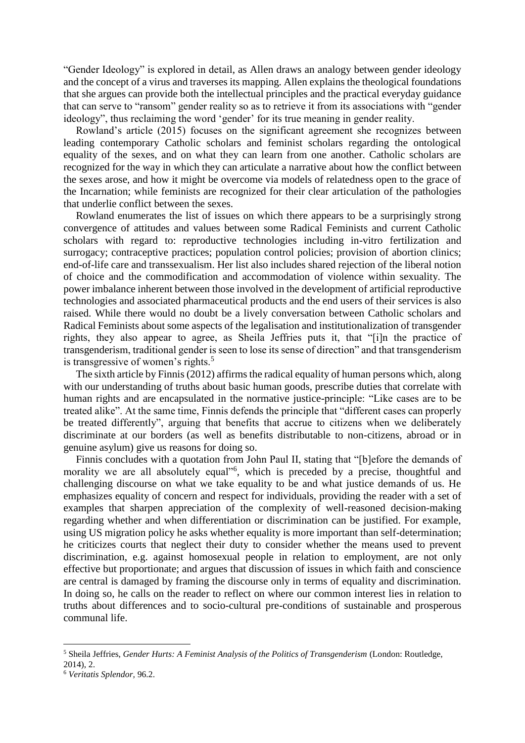"Gender Ideology" is explored in detail, as Allen draws an analogy between gender ideology and the concept of a virus and traverses its mapping. Allen explains the theological foundations that she argues can provide both the intellectual principles and the practical everyday guidance that can serve to "ransom" gender reality so as to retrieve it from its associations with "gender ideology", thus reclaiming the word 'gender' for its true meaning in gender reality.

Rowland's article (2015) focuses on the significant agreement she recognizes between leading contemporary Catholic scholars and feminist scholars regarding the ontological equality of the sexes, and on what they can learn from one another. Catholic scholars are recognized for the way in which they can articulate a narrative about how the conflict between the sexes arose, and how it might be overcome via models of relatedness open to the grace of the Incarnation; while feminists are recognized for their clear articulation of the pathologies that underlie conflict between the sexes.

Rowland enumerates the list of issues on which there appears to be a surprisingly strong convergence of attitudes and values between some Radical Feminists and current Catholic scholars with regard to: reproductive technologies including in-vitro fertilization and surrogacy; contraceptive practices; population control policies; provision of abortion clinics; end-of-life care and transsexualism. Her list also includes shared rejection of the liberal notion of choice and the commodification and accommodation of violence within sexuality. The power imbalance inherent between those involved in the development of artificial reproductive technologies and associated pharmaceutical products and the end users of their services is also raised. While there would no doubt be a lively conversation between Catholic scholars and Radical Feminists about some aspects of the legalisation and institutionalization of transgender rights, they also appear to agree, as Sheila Jeffries puts it, that "[i]n the practice of transgenderism, traditional gender is seen to lose its sense of direction" and that transgenderism is transgressive of women's rights.[5]

The sixth article by Finnis (2012) affirms the radical equality of human persons which, along with our understanding of truths about basic human goods, prescribe duties that correlate with human rights and are encapsulated in the normative justice-principle: "Like cases are to be treated alike". At the same time, Finnis defends the principle that "different cases can properly be treated differently", arguing that benefits that accrue to citizens when we deliberately discriminate at our borders (as well as benefits distributable to non-citizens, abroad or in genuine asylum) give us reasons for doing so.

Finnis concludes with a quotation from John Paul II, stating that "[b]efore the demands of morality we are all absolutely equal"[6], which is preceded by a precise, thoughtful and challenging discourse on what we take equality to be and what justice demands of us. He emphasizes equality of concern and respect for individuals, providing the reader with a set of examples that sharpen appreciation of the complexity of well-reasoned decision-making regarding whether and when differentiation or discrimination can be justified. For example, using US migration policy he asks whether equality is more important than self-determination; he criticizes courts that neglect their duty to consider whether the means used to prevent discrimination, e.g. against homosexual people in relation to employment, are not only effective but proportionate; and argues that discussion of issues in which faith and conscience are central is damaged by framing the discourse only in terms of equality and discrimination. In doing so, he calls on the reader to reflect on where our common interest lies in relation to truths about differences and to socio-cultural pre-conditions of sustainable and prosperous communal life.

---

[5] Sheila Jeffries, *Gender Hurts: A Feminist Analysis of the Politics of Transgenderism* (London: Routledge, 2014), 2.

[6] *Veritatis Splendor,* 96.2.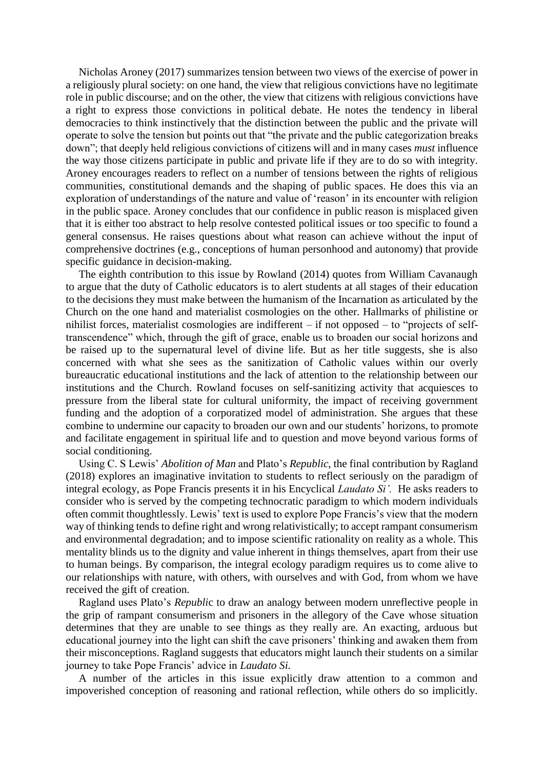Nicholas Aroney (2017) summarizes tension between two views of the exercise of power in a religiously plural society: on one hand, the view that religious convictions have no legitimate role in public discourse; and on the other, the view that citizens with religious convictions have a right to express those convictions in political debate. He notes the tendency in liberal democracies to think instinctively that the distinction between the public and the private will operate to solve the tension but points out that "the private and the public categorization breaks down"; that deeply held religious convictions of citizens will and in many cases *must* influence the way those citizens participate in public and private life if they are to do so with integrity. Aroney encourages readers to reflect on a number of tensions between the rights of religious communities, constitutional demands and the shaping of public spaces. He does this via an exploration of understandings of the nature and value of 'reason' in its encounter with religion in the public space. Aroney concludes that our confidence in public reason is misplaced given that it is either too abstract to help resolve contested political issues or too specific to found a general consensus. He raises questions about what reason can achieve without the input of comprehensive doctrines (e.g., conceptions of human personhood and autonomy) that provide specific guidance in decision-making.

The eighth contribution to this issue by Rowland (2014) quotes from William Cavanaugh to argue that the duty of Catholic educators is to alert students at all stages of their education to the decisions they must make between the humanism of the Incarnation as articulated by the Church on the one hand and materialist cosmologies on the other. Hallmarks of philistine or nihilist forces, materialist cosmologies are indifferent – if not opposed – to "projects of self-transcendence" which, through the gift of grace, enable us to broaden our social horizons and be raised up to the supernatural level of divine life. But as her title suggests, she is also concerned with what she sees as the sanitization of Catholic values within our overly bureaucratic educational institutions and the lack of attention to the relationship between our institutions and the Church. Rowland focuses on self-sanitizing activity that acquiesces to pressure from the liberal state for cultural uniformity, the impact of receiving government funding and the adoption of a corporatized model of administration. She argues that these combine to undermine our capacity to broaden our own and our students' horizons, to promote and facilitate engagement in spiritual life and to question and move beyond various forms of social conditioning.

Using C. S Lewis' *Abolition of Man* and Plato's *Republic*, the final contribution by Ragland (2018) explores an imaginative invitation to students to reflect seriously on the paradigm of integral ecology, as Pope Francis presents it in his Encyclical *Laudato Si'.* He asks readers to consider who is served by the competing technocratic paradigm to which modern individuals often commit thoughtlessly. Lewis' text is used to explore Pope Francis's view that the modern way of thinking tends to define right and wrong relativistically; to accept rampant consumerism and environmental degradation; and to impose scientific rationality on reality as a whole. This mentality blinds us to the dignity and value inherent in things themselves, apart from their use to human beings. By comparison, the integral ecology paradigm requires us to come alive to our relationships with nature, with others, with ourselves and with God, from whom we have received the gift of creation.

Ragland uses Plato's *Republic* to draw an analogy between modern unreflective people in the grip of rampant consumerism and prisoners in the allegory of the Cave whose situation determines that they are unable to see things as they really are. An exacting, arduous but educational journey into the light can shift the cave prisoners' thinking and awaken them from their misconceptions. Ragland suggests that educators might launch their students on a similar journey to take Pope Francis' advice in *Laudato Si.*

A number of the articles in this issue explicitly draw attention to a common and impoverished conception of reasoning and rational reflection, while others do so implicitly.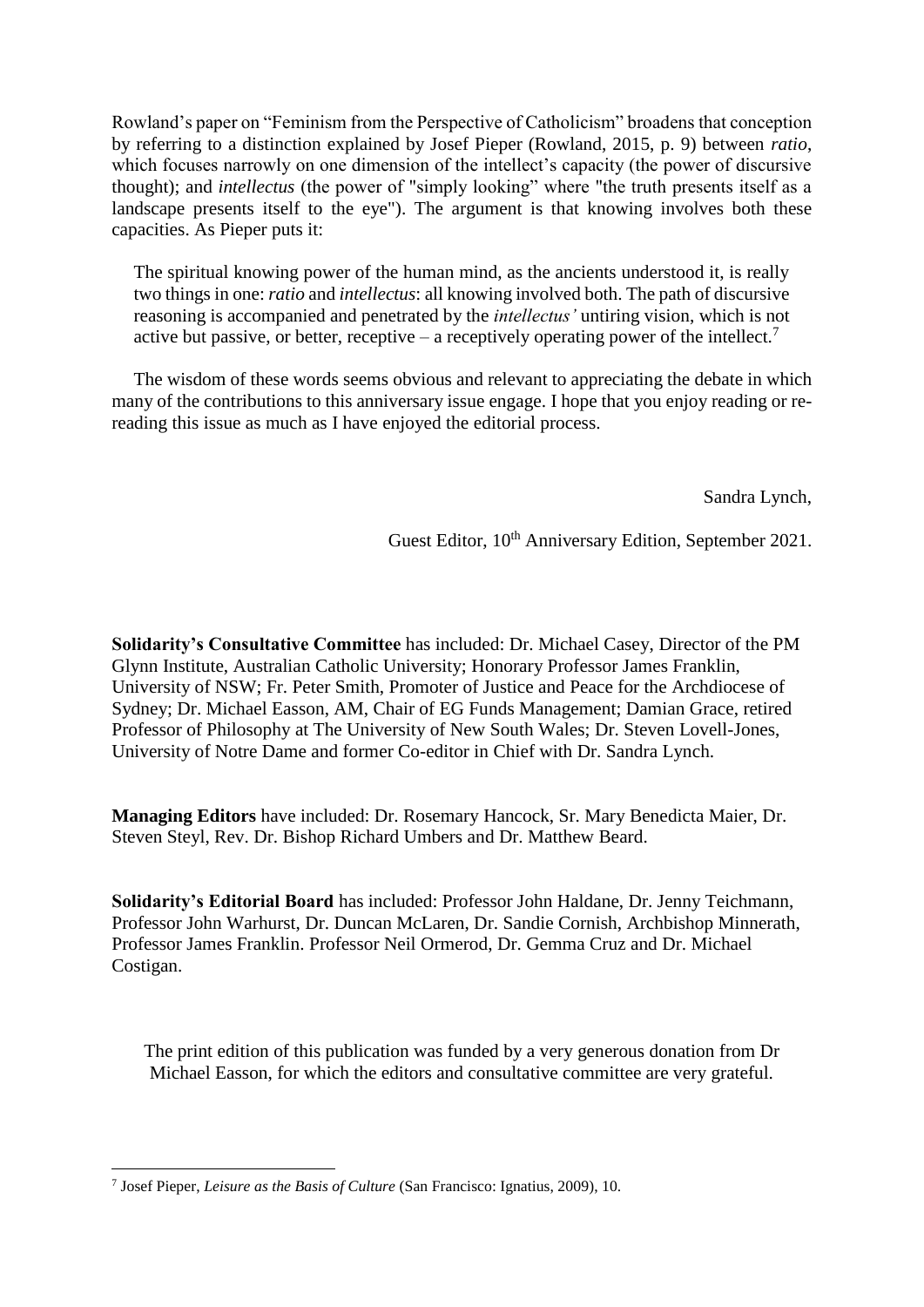Rowland's paper on "Feminism from the Perspective of Catholicism" broadens that conception by referring to a distinction explained by Josef Pieper (Rowland, 2015, p. 9) between *ratio*, which focuses narrowly on one dimension of the intellect's capacity (the power of discursive thought); and *intellectus* (the power of "simply looking" where "the truth presents itself as a landscape presents itself to the eye"). The argument is that knowing involves both these capacities. As Pieper puts it:

> The spiritual knowing power of the human mind, as the ancients understood it, is really two things in one: *ratio* and *intellectus*: all knowing involved both. The path of discursive reasoning is accompanied and penetrated by the *intellectus'* untiring vision, which is not active but passive, or better, receptive – a receptively operating power of the intellect.[7]

The wisdom of these words seems obvious and relevant to appreciating the debate in which many of the contributions to this anniversary issue engage. I hope that you enjoy reading or re-reading this issue as much as I have enjoyed the editorial process.

Sandra Lynch,

Guest Editor, 10th Anniversary Edition, September 2021.

**Solidarity's Consultative Committee** has included: Dr. Michael Casey, Director of the PM Glynn Institute, Australian Catholic University; Honorary Professor James Franklin, University of NSW; Fr. Peter Smith, Promoter of Justice and Peace for the Archdiocese of Sydney; Dr. Michael Easson, AM, Chair of EG Funds Management; Damian Grace, retired Professor of Philosophy at The University of New South Wales; Dr. Steven Lovell-Jones, University of Notre Dame and former Co-editor in Chief with Dr. Sandra Lynch.

**Managing Editors** have included: Dr. Rosemary Hancock, Sr. Mary Benedicta Maier, Dr. Steven Steyl, Rev. Dr. Bishop Richard Umbers and Dr. Matthew Beard.

**Solidarity's Editorial Board** has included: Professor John Haldane, Dr. Jenny Teichmann, Professor John Warhurst, Dr. Duncan McLaren, Dr. Sandie Cornish, Archbishop Minnerath, Professor James Franklin. Professor Neil Ormerod, Dr. Gemma Cruz and Dr. Michael Costigan.

The print edition of this publication was funded by a very generous donation from Dr Michael Easson, for which the editors and consultative committee are very grateful.

---

[7] Josef Pieper, *Leisure as the Basis of Culture* (San Francisco: Ignatius, 2009), 10.